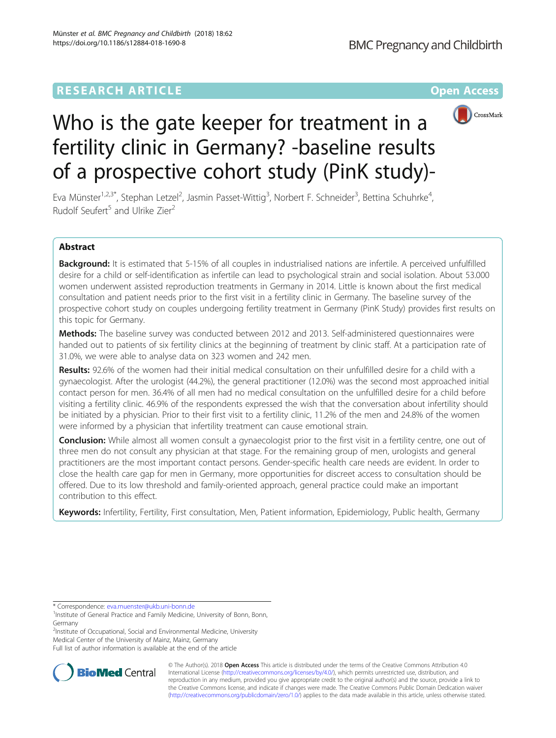RESEARCH ARTICLE

Open Access

# Who is the gate keeper for treatment in a fertility clinic in Germany? -baseline results of a prospective cohort study (PinK study)-

Eva Münster[1,2,3*], Stephan Letzel[2], Jasmin Passet-Wittig[3], Norbert F. Schneider[3], Bettina Schuhrke[4], Rudolf Seufert[5] and Ulrike Zier[2]

## Abstract

**Background:** It is estimated that 5-15% of all couples in industrialised nations are infertile. A perceived unfulfilled desire for a child or self-identification as infertile can lead to psychological strain and social isolation. About 53.000 women underwent assisted reproduction treatments in Germany in 2014. Little is known about the first medical consultation and patient needs prior to the first visit in a fertility clinic in Germany. The baseline survey of the prospective cohort study on couples undergoing fertility treatment in Germany (PinK Study) provides first results on this topic for Germany.

**Methods:** The baseline survey was conducted between 2012 and 2013. Self-administered questionnaires were handed out to patients of six fertility clinics at the beginning of treatment by clinic staff. At a participation rate of 31.0%, we were able to analyse data on 323 women and 242 men.

**Results:** 92.6% of the women had their initial medical consultation on their unfulfilled desire for a child with a gynaecologist. After the urologist (44.2%), the general practitioner (12.0%) was the second most approached initial contact person for men. 36.4% of all men had no medical consultation on the unfulfilled desire for a child before visiting a fertility clinic. 46.9% of the respondents expressed the wish that the conversation about infertility should be initiated by a physician. Prior to their first visit to a fertility clinic, 11.2% of the men and 24.8% of the women were informed by a physician that infertility treatment can cause emotional strain.

**Conclusion:** While almost all women consult a gynaecologist prior to the first visit in a fertility centre, one out of three men do not consult any physician at that stage. For the remaining group of men, urologists and general practitioners are the most important contact persons. Gender-specific health care needs are evident. In order to close the health care gap for men in Germany, more opportunities for discreet access to consultation should be offered. Due to its low threshold and family-oriented approach, general practice could make an important contribution to this effect.

**Keywords:** Infertility, Fertility, First consultation, Men, Patient information, Epidemiology, Public health, Germany

* Correspondence: eva.muenster@ukb.uni-bonn.de
[1]Institute of General Practice and Family Medicine, University of Bonn, Bonn, Germany
[2]Institute of Occupational, Social and Environmental Medicine, University Medical Center of the University of Mainz, Mainz, Germany
Full list of author information is available at the end of the article

© The Author(s). 2018 **Open Access** This article is distributed under the terms of the Creative Commons Attribution 4.0 International License (http://creativecommons.org/licenses/by/4.0/), which permits unrestricted use, distribution, and reproduction in any medium, provided you give appropriate credit to the original author(s) and the source, provide a link to the Creative Commons license, and indicate if changes were made. The Creative Commons Public Domain Dedication waiver (http://creativecommons.org/publicdomain/zero/1.0/) applies to the data made available in this article, unless otherwise stated.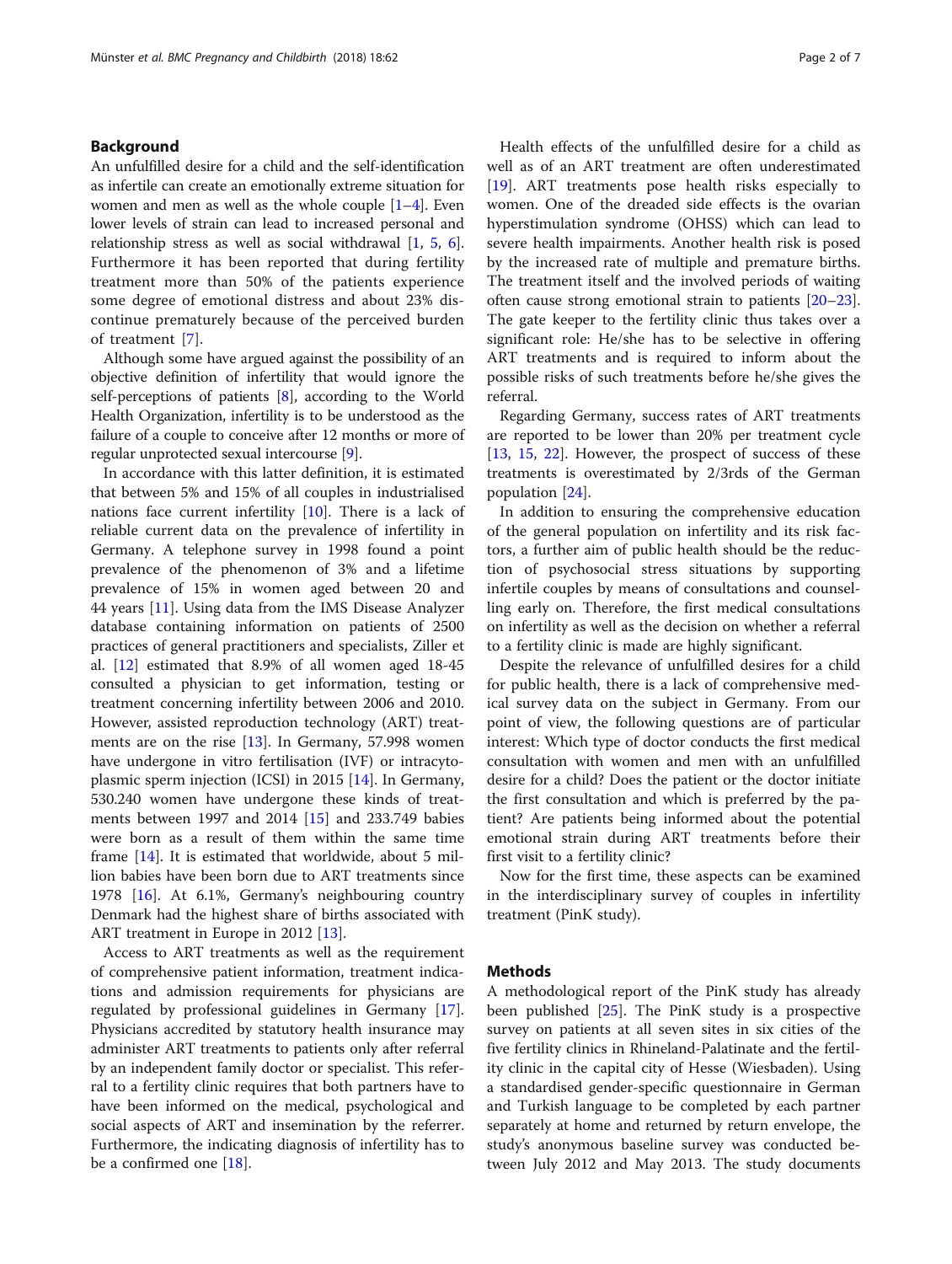## Background

An unfulfilled desire for a child and the self-identification as infertile can create an emotionally extreme situation for women and men as well as the whole couple [1–4]. Even lower levels of strain can lead to increased personal and relationship stress as well as social withdrawal [1, 5, 6]. Furthermore it has been reported that during fertility treatment more than 50% of the patients experience some degree of emotional distress and about 23% discontinue prematurely because of the perceived burden of treatment [7].

Although some have argued against the possibility of an objective definition of infertility that would ignore the self-perceptions of patients [8], according to the World Health Organization, infertility is to be understood as the failure of a couple to conceive after 12 months or more of regular unprotected sexual intercourse [9].

In accordance with this latter definition, it is estimated that between 5% and 15% of all couples in industrialised nations face current infertility [10]. There is a lack of reliable current data on the prevalence of infertility in Germany. A telephone survey in 1998 found a point prevalence of the phenomenon of 3% and a lifetime prevalence of 15% in women aged between 20 and 44 years [11]. Using data from the IMS Disease Analyzer database containing information on patients of 2500 practices of general practitioners and specialists, Ziller et al. [12] estimated that 8.9% of all women aged 18-45 consulted a physician to get information, testing or treatment concerning infertility between 2006 and 2010. However, assisted reproduction technology (ART) treatments are on the rise [13]. In Germany, 57.998 women have undergone in vitro fertilisation (IVF) or intracytoplasmic sperm injection (ICSI) in 2015 [14]. In Germany, 530.240 women have undergone these kinds of treatments between 1997 and 2014 [15] and 233.749 babies were born as a result of them within the same time frame [14]. It is estimated that worldwide, about 5 million babies have been born due to ART treatments since 1978 [16]. At 6.1%, Germany's neighbouring country Denmark had the highest share of births associated with ART treatment in Europe in 2012 [13].

Access to ART treatments as well as the requirement of comprehensive patient information, treatment indications and admission requirements for physicians are regulated by professional guidelines in Germany [17]. Physicians accredited by statutory health insurance may administer ART treatments to patients only after referral by an independent family doctor or specialist. This referral to a fertility clinic requires that both partners have to have been informed on the medical, psychological and social aspects of ART and insemination by the referrer. Furthermore, the indicating diagnosis of infertility has to be a confirmed one [18].

Health effects of the unfulfilled desire for a child as well as of an ART treatment are often underestimated [19]. ART treatments pose health risks especially to women. One of the dreaded side effects is the ovarian hyperstimulation syndrome (OHSS) which can lead to severe health impairments. Another health risk is posed by the increased rate of multiple and premature births. The treatment itself and the involved periods of waiting often cause strong emotional strain to patients [20–23]. The gate keeper to the fertility clinic thus takes over a significant role: He/she has to be selective in offering ART treatments and is required to inform about the possible risks of such treatments before he/she gives the referral.

Regarding Germany, success rates of ART treatments are reported to be lower than 20% per treatment cycle [13, 15, 22]. However, the prospect of success of these treatments is overestimated by 2/3rds of the German population [24].

In addition to ensuring the comprehensive education of the general population on infertility and its risk factors, a further aim of public health should be the reduction of psychosocial stress situations by supporting infertile couples by means of consultations and counselling early on. Therefore, the first medical consultations on infertility as well as the decision on whether a referral to a fertility clinic is made are highly significant.

Despite the relevance of unfulfilled desires for a child for public health, there is a lack of comprehensive medical survey data on the subject in Germany. From our point of view, the following questions are of particular interest: Which type of doctor conducts the first medical consultation with women and men with an unfulfilled desire for a child? Does the patient or the doctor initiate the first consultation and which is preferred by the patient? Are patients being informed about the potential emotional strain during ART treatments before their first visit to a fertility clinic?

Now for the first time, these aspects can be examined in the interdisciplinary survey of couples in infertility treatment (PinK study).

## Methods

A methodological report of the PinK study has already been published [25]. The PinK study is a prospective survey on patients at all seven sites in six cities of the five fertility clinics in Rhineland-Palatinate and the fertility clinic in the capital city of Hesse (Wiesbaden). Using a standardised gender-specific questionnaire in German and Turkish language to be completed by each partner separately at home and returned by return envelope, the study's anonymous baseline survey was conducted between July 2012 and May 2013. The study documents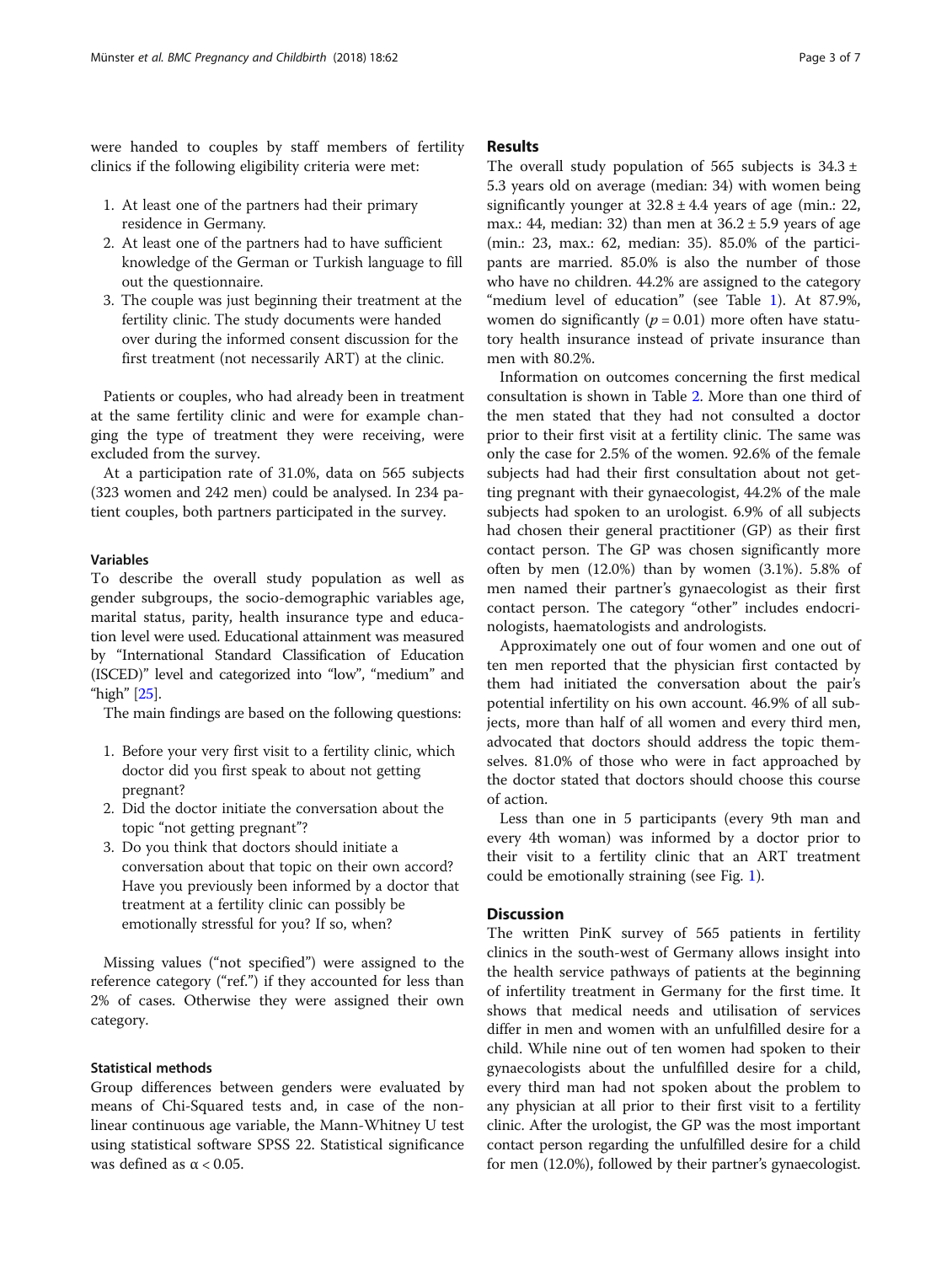were handed to couples by staff members of fertility clinics if the following eligibility criteria were met:

1. At least one of the partners had their primary residence in Germany.
2. At least one of the partners had to have sufficient knowledge of the German or Turkish language to fill out the questionnaire.
3. The couple was just beginning their treatment at the fertility clinic. The study documents were handed over during the informed consent discussion for the first treatment (not necessarily ART) at the clinic.

Patients or couples, who had already been in treatment at the same fertility clinic and were for example changing the type of treatment they were receiving, were excluded from the survey.

At a participation rate of 31.0%, data on 565 subjects (323 women and 242 men) could be analysed. In 234 patient couples, both partners participated in the survey.

### Variables

To describe the overall study population as well as gender subgroups, the socio-demographic variables age, marital status, parity, health insurance type and education level were used. Educational attainment was measured by "International Standard Classification of Education (ISCED)" level and categorized into "low", "medium" and "high" [25].

The main findings are based on the following questions:

1. Before your very first visit to a fertility clinic, which doctor did you first speak to about not getting pregnant?
2. Did the doctor initiate the conversation about the topic "not getting pregnant"?
3. Do you think that doctors should initiate a conversation about that topic on their own accord? Have you previously been informed by a doctor that treatment at a fertility clinic can possibly be emotionally stressful for you? If so, when?

Missing values ("not specified") were assigned to the reference category ("ref.") if they accounted for less than 2% of cases. Otherwise they were assigned their own category.

### Statistical methods

Group differences between genders were evaluated by means of Chi-Squared tests and, in case of the non-linear continuous age variable, the Mann-Whitney U test using statistical software SPSS 22. Statistical significance was defined as $\alpha < 0.05$.

## Results

The overall study population of 565 subjects is $34.3 \pm 5.3$ years old on average (median: 34) with women being significantly younger at $32.8 \pm 4.4$ years of age (min.: 22, max.: 44, median: 32) than men at $36.2 \pm 5.9$ years of age (min.: 23, max.: 62, median: 35). 85.0% of the participants are married. 85.0% is also the number of those who have no children. 44.2% are assigned to the category "medium level of education" (see Table 1). At 87.9%, women do significantly ($p = 0.01$) more often have statutory health insurance instead of private insurance than men with 80.2%.

Information on outcomes concerning the first medical consultation is shown in Table 2. More than one third of the men stated that they had not consulted a doctor prior to their first visit at a fertility clinic. The same was only the case for 2.5% of the women. 92.6% of the female subjects had had their first consultation about not getting pregnant with their gynaecologist, 44.2% of the male subjects had spoken to an urologist. 6.9% of all subjects had chosen their general practitioner (GP) as their first contact person. The GP was chosen significantly more often by men (12.0%) than by women (3.1%). 5.8% of men named their partner's gynaecologist as their first contact person. The category "other" includes endocrinologists, haematologists and andrologists.

Approximately one out of four women and one out of ten men reported that the physician first contacted by them had initiated the conversation about the pair's potential infertility on his own account. 46.9% of all subjects, more than half of all women and every third men, advocated that doctors should address the topic themselves. 81.0% of those who were in fact approached by the doctor stated that doctors should choose this course of action.

Less than one in 5 participants (every 9th man and every 4th woman) was informed by a doctor prior to their visit to a fertility clinic that an ART treatment could be emotionally straining (see Fig. 1).

## Discussion

The written PinK survey of 565 patients in fertility clinics in the south-west of Germany allows insight into the health service pathways of patients at the beginning of infertility treatment in Germany for the first time. It shows that medical needs and utilisation of services differ in men and women with an unfulfilled desire for a child. While nine out of ten women had spoken to their gynaecologists about the unfulfilled desire for a child, every third man had not spoken about the problem to any physician at all prior to their first visit to a fertility clinic. After the urologist, the GP was the most important contact person regarding the unfulfilled desire for a child for men (12.0%), followed by their partner's gynaecologist.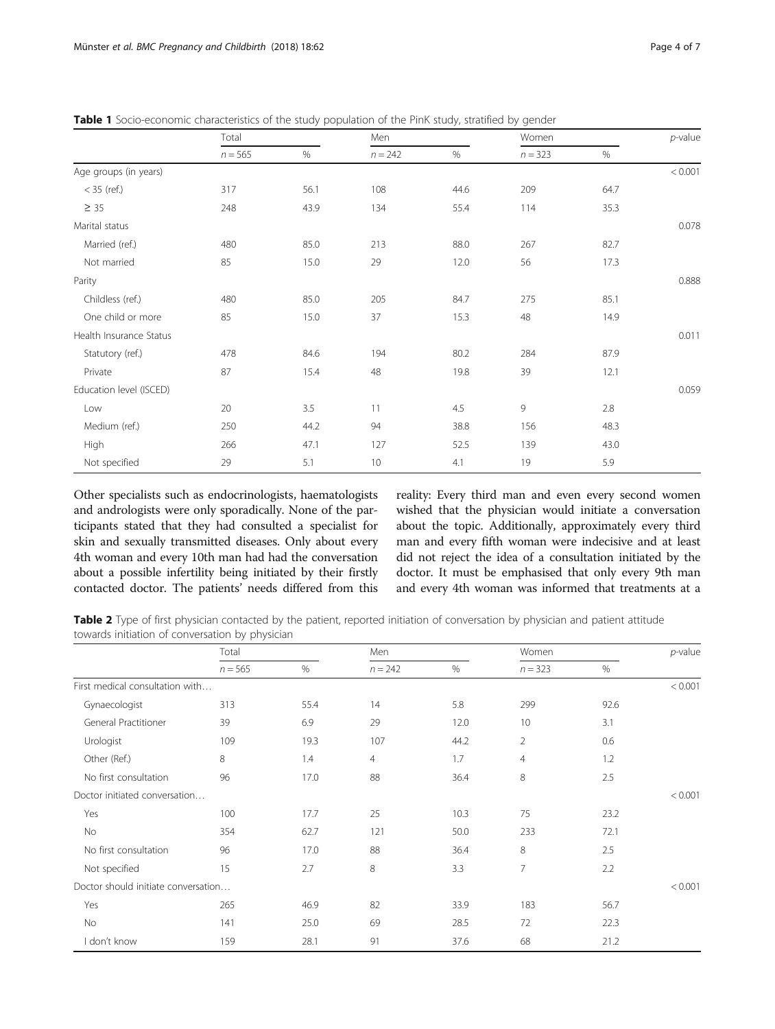**Table 1** Socio-economic characteristics of the study population of the PinK study, stratified by gender

| | Total | | Men | | Women | | *p*-value |
|---|---|---|---|---|---|---|---|
| | *n* = 565 | % | *n* = 242 | % | *n* = 323 | % | |
| Age groups (in years) | | | | | | | < 0.001 |
| < 35 (ref.) | 317 | 56.1 | 108 | 44.6 | 209 | 64.7 | |
| ≥ 35 | 248 | 43.9 | 134 | 55.4 | 114 | 35.3 | |
| Marital status | | | | | | | 0.078 |
| Married (ref.) | 480 | 85.0 | 213 | 88.0 | 267 | 82.7 | |
| Not married | 85 | 15.0 | 29 | 12.0 | 56 | 17.3 | |
| Parity | | | | | | | 0.888 |
| Childless (ref.) | 480 | 85.0 | 205 | 84.7 | 275 | 85.1 | |
| One child or more | 85 | 15.0 | 37 | 15.3 | 48 | 14.9 | |
| Health Insurance Status | | | | | | | 0.011 |
| Statutory (ref.) | 478 | 84.6 | 194 | 80.2 | 284 | 87.9 | |
| Private | 87 | 15.4 | 48 | 19.8 | 39 | 12.1 | |
| Education level (ISCED) | | | | | | | 0.059 |
| Low | 20 | 3.5 | 11 | 4.5 | 9 | 2.8 | |
| Medium (ref.) | 250 | 44.2 | 94 | 38.8 | 156 | 48.3 | |
| High | 266 | 47.1 | 127 | 52.5 | 139 | 43.0 | |
| Not specified | 29 | 5.1 | 10 | 4.1 | 19 | 5.9 | |

Other specialists such as endocrinologists, haematologists and andrologists were only sporadically. None of the participants stated that they had consulted a specialist for skin and sexually transmitted diseases. Only about every 4th woman and every 10th man had had the conversation about a possible infertility being initiated by their firstly contacted doctor. The patients' needs differed from this reality: Every third man and even every second women wished that the physician would initiate a conversation about the topic. Additionally, approximately every third man and every fifth woman were indecisive and at least did not reject the idea of a consultation initiated by the doctor. It must be emphasised that only every 9th man and every 4th woman was informed that treatments at a

**Table 2** Type of first physician contacted by the patient, reported initiation of conversation by physician and patient attitude towards initiation of conversation by physician

| | Total | | Men | | Women | | *p*-value |
|---|---|---|---|---|---|---|---|
| | *n* = 565 | % | *n* = 242 | % | *n* = 323 | % | |
| First medical consultation with… | | | | | | | < 0.001 |
| Gynaecologist | 313 | 55.4 | 14 | 5.8 | 299 | 92.6 | |
| General Practitioner | 39 | 6.9 | 29 | 12.0 | 10 | 3.1 | |
| Urologist | 109 | 19.3 | 107 | 44.2 | 2 | 0.6 | |
| Other (Ref.) | 8 | 1.4 | 4 | 1.7 | 4 | 1.2 | |
| No first consultation | 96 | 17.0 | 88 | 36.4 | 8 | 2.5 | |
| Doctor initiated conversation… | | | | | | | < 0.001 |
| Yes | 100 | 17.7 | 25 | 10.3 | 75 | 23.2 | |
| No | 354 | 62.7 | 121 | 50.0 | 233 | 72.1 | |
| No first consultation | 96 | 17.0 | 88 | 36.4 | 8 | 2.5 | |
| Not specified | 15 | 2.7 | 8 | 3.3 | 7 | 2.2 | |
| Doctor should initiate conversation… | | | | | | | < 0.001 |
| Yes | 265 | 46.9 | 82 | 33.9 | 183 | 56.7 | |
| No | 141 | 25.0 | 69 | 28.5 | 72 | 22.3 | |
| I don't know | 159 | 28.1 | 91 | 37.6 | 68 | 21.2 | |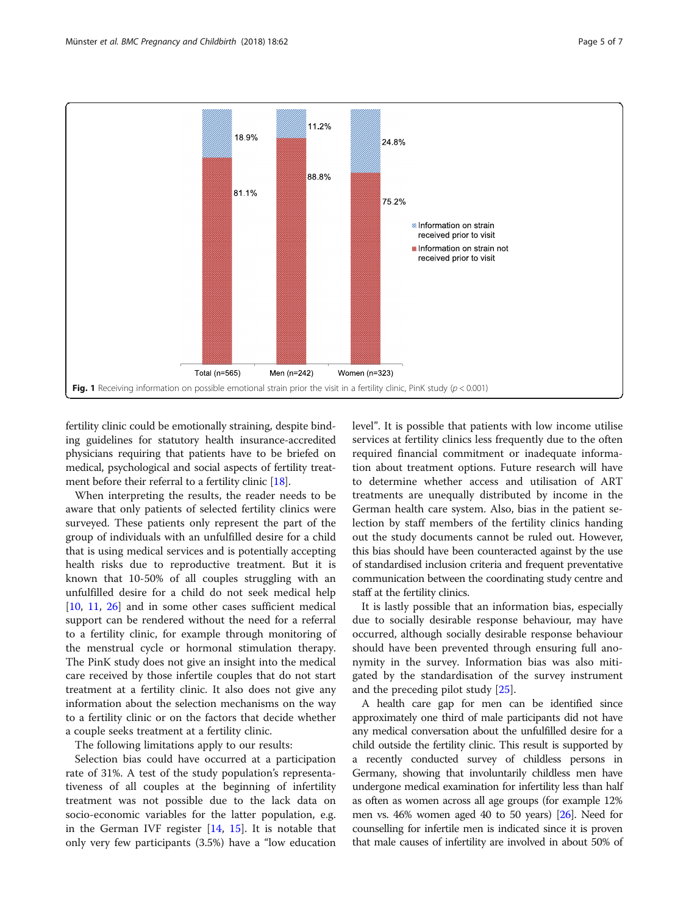**Fig. 1** Receiving information on possible emotional strain prior the visit in a fertility clinic, PinK study ($p < 0.001$)

fertility clinic could be emotionally straining, despite binding guidelines for statutory health insurance-accredited physicians requiring that patients have to be briefed on medical, psychological and social aspects of fertility treatment before their referral to a fertility clinic [18].

When interpreting the results, the reader needs to be aware that only patients of selected fertility clinics were surveyed. These patients only represent the part of the group of individuals with an unfulfilled desire for a child that is using medical services and is potentially accepting health risks due to reproductive treatment. But it is known that 10-50% of all couples struggling with an unfulfilled desire for a child do not seek medical help [10, 11, 26] and in some other cases sufficient medical support can be rendered without the need for a referral to a fertility clinic, for example through monitoring of the menstrual cycle or hormonal stimulation therapy. The PinK study does not give an insight into the medical care received by those infertile couples that do not start treatment at a fertility clinic. It also does not give any information about the selection mechanisms on the way to a fertility clinic or on the factors that decide whether a couple seeks treatment at a fertility clinic.

The following limitations apply to our results:

Selection bias could have occurred at a participation rate of 31%. A test of the study population's representativeness of all couples at the beginning of infertility treatment was not possible due to the lack data on socio-economic variables for the latter population, e.g. in the German IVF register [14, 15]. It is notable that only very few participants (3.5%) have a "low education level". It is possible that patients with low income utilise services at fertility clinics less frequently due to the often required financial commitment or inadequate information about treatment options. Future research will have to determine whether access and utilisation of ART treatments are unequally distributed by income in the German health care system. Also, bias in the patient selection by staff members of the fertility clinics handing out the study documents cannot be ruled out. However, this bias should have been counteracted against by the use of standardised inclusion criteria and frequent preventative communication between the coordinating study centre and staff at the fertility clinics.

It is lastly possible that an information bias, especially due to socially desirable response behaviour, may have occurred, although socially desirable response behaviour should have been prevented through ensuring full anonymity in the survey. Information bias was also mitigated by the standardisation of the survey instrument and the preceding pilot study [25].

A health care gap for men can be identified since approximately one third of male participants did not have any medical conversation about the unfulfilled desire for a child outside the fertility clinic. This result is supported by a recently conducted survey of childless persons in Germany, showing that involuntarily childless men have undergone medical examination for infertility less than half as often as women across all age groups (for example 12% men vs. 46% women aged 40 to 50 years) [26]. Need for counselling for infertile men is indicated since it is proven that male causes of infertility are involved in about 50% of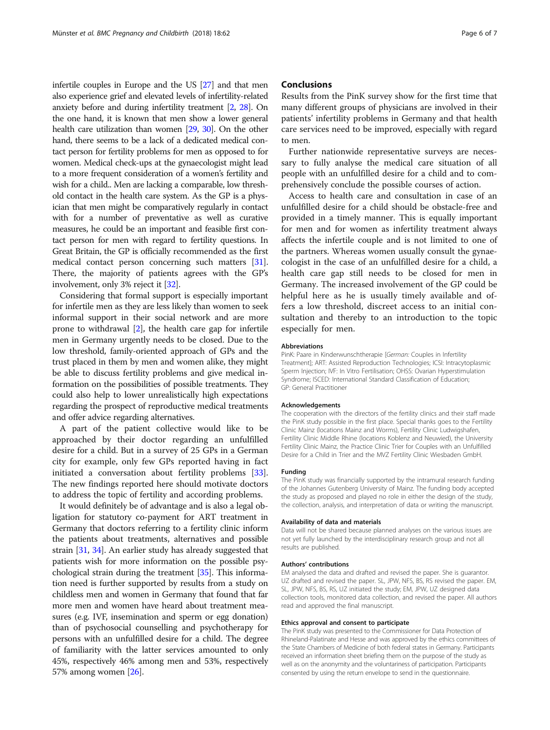infertile couples in Europe and the US [27] and that men also experience grief and elevated levels of infertility-related anxiety before and during infertility treatment [2, 28]. On the one hand, it is known that men show a lower general health care utilization than women [29, 30]. On the other hand, there seems to be a lack of a dedicated medical contact person for fertility problems for men as opposed to for women. Medical check-ups at the gynaecologist might lead to a more frequent consideration of a women's fertility and wish for a child.. Men are lacking a comparable, low threshold contact in the health care system. As the GP is a physician that men might be comparatively regularly in contact with for a number of preventative as well as curative measures, he could be an important and feasible first contact person for men with regard to fertility questions. In Great Britain, the GP is officially recommended as the first medical contact person concerning such matters [31]. There, the majority of patients agrees with the GP's involvement, only 3% reject it [32].

Considering that formal support is especially important for infertile men as they are less likely than women to seek informal support in their social network and are more prone to withdrawal [2], the health care gap for infertile men in Germany urgently needs to be closed. Due to the low threshold, family-oriented approach of GPs and the trust placed in them by men and women alike, they might be able to discuss fertility problems and give medical information on the possibilities of possible treatments. They could also help to lower unrealistically high expectations regarding the prospect of reproductive medical treatments and offer advice regarding alternatives.

A part of the patient collective would like to be approached by their doctor regarding an unfulfilled desire for a child. But in a survey of 25 GPs in a German city for example, only few GPs reported having in fact initiated a conversation about fertility problems [33]. The new findings reported here should motivate doctors to address the topic of fertility and according problems.

It would definitely be of advantage and is also a legal obligation for statutory co-payment for ART treatment in Germany that doctors referring to a fertility clinic inform the patients about treatments, alternatives and possible strain [31, 34]. An earlier study has already suggested that patients wish for more information on the possible psychological strain during the treatment [35]. This information need is further supported by results from a study on childless men and women in Germany that found that far more men and women have heard about treatment measures (e.g. IVF, insemination and sperm or egg donation) than of psychosocial counselling and psychotherapy for persons with an unfulfilled desire for a child. The degree of familiarity with the latter services amounted to only 45%, respectively 46% among men and 53%, respectively 57% among women [26].

## Conclusions

Results from the PinK survey show for the first time that many different groups of physicians are involved in their patients' infertility problems in Germany and that health care services need to be improved, especially with regard to men.

Further nationwide representative surveys are necessary to fully analyse the medical care situation of all people with an unfulfilled desire for a child and to comprehensively conclude the possible courses of action.

Access to health care and consultation in case of an unfulfilled desire for a child should be obstacle-free and provided in a timely manner. This is equally important for men and for women as infertility treatment always affects the infertile couple and is not limited to one of the partners. Whereas women usually consult the gynaecologist in the case of an unfulfilled desire for a child, a health care gap still needs to be closed for men in Germany. The increased involvement of the GP could be helpful here as he is usually timely available and offers a low threshold, discreet access to an initial consultation and thereby to an introduction to the topic especially for men.

#### Abbreviations

PinK: Paare in Kinderwunschtherapie [*German:* Couples in Infertility Treatment]; ART: Assisted Reproduction Technologies; ICSI: Intracytoplasmic Sperm Injection; IVF: In Vitro Fertilisation; OHSS: Ovarian Hyperstimulation Syndrome; ISCED: International Standard Classification of Education; GP: General Practitioner

#### Acknowledgements

The cooperation with the directors of the fertility clinics and their staff made the PinK study possible in the first place. Special thanks goes to the Fertility Clinic Mainz (locations Mainz and Worms), Fertility Clinic Ludwigshafen, Fertility Clinic Middle Rhine (locations Koblenz and Neuwied), the University Fertility Clinic Mainz, the Practice Clinic Trier for Couples with an Unfulfilled Desire for a Child in Trier and the MVZ Fertility Clinic Wiesbaden GmbH.

#### Funding

The PinK study was financially supported by the intramural research funding of the Johannes Gutenberg University of Mainz. The funding body accepted the study as proposed and played no role in either the design of the study, the collection, analysis, and interpretation of data or writing the manuscript.

#### Availability of data and materials

Data will not be shared because planned analyses on the various issues are not yet fully launched by the interdisciplinary research group and not all results are published.

#### Authors' contributions

EM analysed the data and drafted and revised the paper. She is guarantor. UZ drafted and revised the paper. SL, JPW, NFS, BS, RS revised the paper. EM, SL, JPW, NFS, BS, RS, UZ initiated the study; EM, JPW, UZ designed data collection tools, monitored data collection, and revised the paper. All authors read and approved the final manuscript.

#### Ethics approval and consent to participate

The PinK study was presented to the Commissioner for Data Protection of Rhineland-Palatinate and Hesse and was approved by the ethics committees of the State Chambers of Medicine of both federal states in Germany. Participants received an information sheet briefing them on the purpose of the study as well as on the anonymity and the voluntariness of participation. Participants consented by using the return envelope to send in the questionnaire.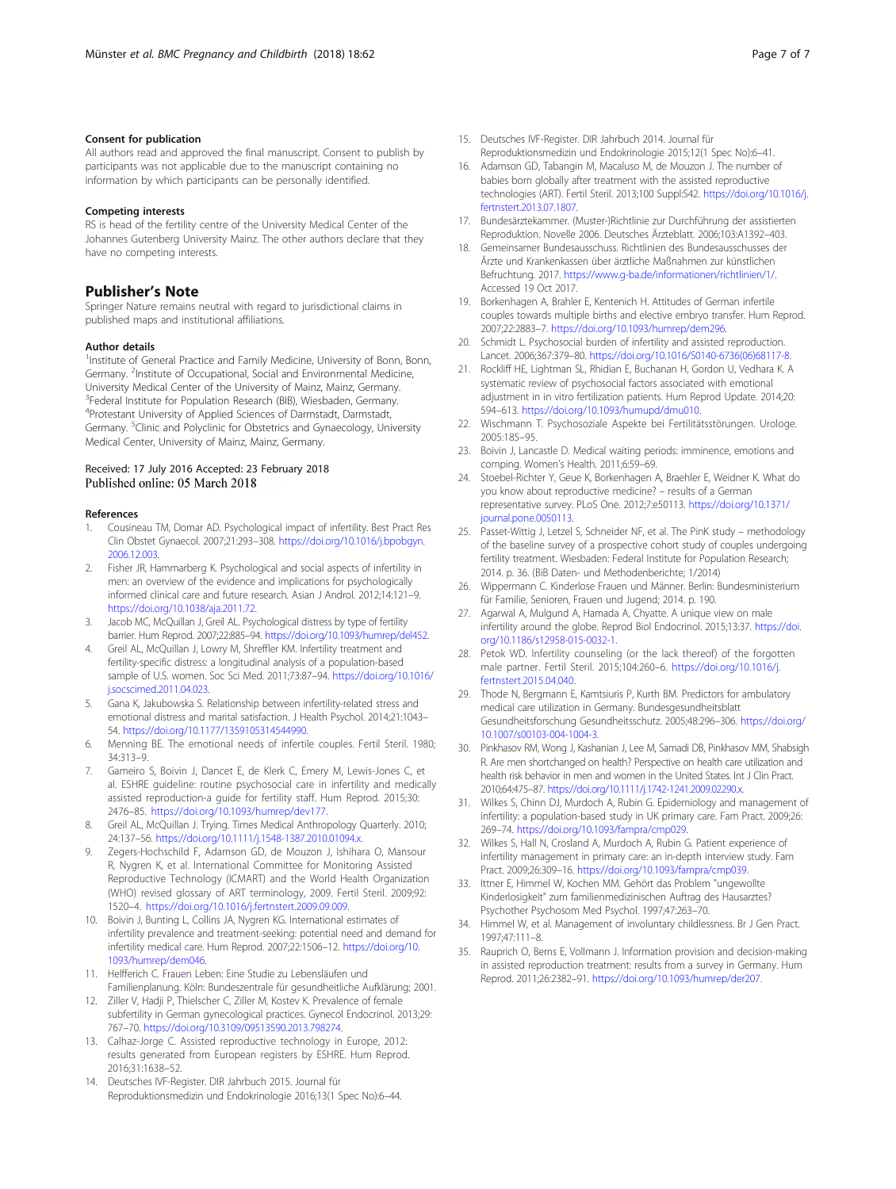### Consent for publication

All authors read and approved the final manuscript. Consent to publish by participants was not applicable due to the manuscript containing no information by which participants can be personally identified.

### Competing interests

RS is head of the fertility centre of the University Medical Center of the Johannes Gutenberg University Mainz. The other authors declare that they have no competing interests.

## Publisher's Note

Springer Nature remains neutral with regard to jurisdictional claims in published maps and institutional affiliations.

### Author details

[1]Institute of General Practice and Family Medicine, University of Bonn, Bonn, Germany. [2]Institute of Occupational, Social and Environmental Medicine, University Medical Center of the University of Mainz, Mainz, Germany. [3]Federal Institute for Population Research (BIB), Wiesbaden, Germany. [4]Protestant University of Applied Sciences of Darmstadt, Darmstadt, Germany. [5]Clinic and Polyclinic for Obstetrics and Gynaecology, University Medical Center, University of Mainz, Mainz, Germany.

Received: 17 July 2016 Accepted: 23 February 2018
Published online: 05 March 2018

### References

1. Cousineau TM, Domar AD. Psychological impact of infertility. Best Pract Res Clin Obstet Gynaecol. 2007;21:293–308. https://doi.org/10.1016/j.bpobgyn.2006.12.003.
2. Fisher JR, Hammarberg K. Psychological and social aspects of infertility in men: an overview of the evidence and implications for psychologically informed clinical care and future research. Asian J Androl. 2012;14:121–9. https://doi.org/10.1038/aja.2011.72.
3. Jacob MC, McQuillan J, Greil AL. Psychological distress by type of fertility barrier. Hum Reprod. 2007;22:885–94. https://doi.org/10.1093/humrep/del452.
4. Greil AL, McQuillan J, Lowry M, Shreffler KM. Infertility treatment and fertility-specific distress: a longitudinal analysis of a population-based sample of U.S. women. Soc Sci Med. 2011;73:87–94. https://doi.org/10.1016/j.socscimed.2011.04.023.
5. Gana K, Jakubowska S. Relationship between infertility-related stress and emotional distress and marital satisfaction. J Health Psychol. 2014;21:1043–54. https://doi.org/10.1177/1359105314544990.
6. Menning BE. The emotional needs of infertile couples. Fertil Steril. 1980;34:313–9.
7. Gameiro S, Boivin J, Dancet E, de Klerk C, Emery M, Lewis-Jones C, et al. ESHRE guideline: routine psychosocial care in infertility and medically assisted reproduction-a guide for fertility staff. Hum Reprod. 2015;30:2476–85. https://doi.org/10.1093/humrep/dev177.
8. Greil AL, McQuillan J. Trying. Times Medical Anthropology Quarterly. 2010;24:137–56. https://doi.org/10.1111/j.1548-1387.2010.01094.x.
9. Zegers-Hochschild F, Adamson GD, de Mouzon J, Ishihara O, Mansour R, Nygren K, et al. International Committee for Monitoring Assisted Reproductive Technology (ICMART) and the World Health Organization (WHO) revised glossary of ART terminology, 2009. Fertil Steril. 2009;92:1520–4. https://doi.org/10.1016/j.fertnstert.2009.09.009.
10. Boivin J, Bunting L, Collins JA, Nygren KG. International estimates of infertility prevalence and treatment-seeking: potential need and demand for infertility medical care. Hum Reprod. 2007;22:1506–12. https://doi.org/10.1093/humrep/dem046.
11. Helfferich C. Frauen Leben: Eine Studie zu Lebensläufen und Familienplanung. Köln: Bundeszentrale für gesundheitliche Aufklärung; 2001.
12. Ziller V, Hadji P, Thielscher C, Ziller M, Kostev K. Prevalence of female subfertility in German gynecological practices. Gynecol Endocrinol. 2013;29:767–70. https://doi.org/10.3109/09513590.2013.798274.
13. Calhaz-Jorge C. Assisted reproductive technology in Europe, 2012: results generated from European registers by ESHRE. Hum Reprod. 2016;31:1638–52.
14. Deutsches IVF-Register. DIR Jahrbuch 2015. Journal für Reproduktionsmedizin und Endokrinologie 2016;13(1 Spec No):6–44.
15. Deutsches IVF-Register. DIR Jahrbuch 2014. Journal für Reproduktionsmedizin und Endokrinologie 2015;12(1 Spec No):6–41.
16. Adamson GD, Tabangin M, Macaluso M, de Mouzon J. The number of babies born globally after treatment with the assisted reproductive technologies (ART). Fertil Steril. 2013;100 Suppl:S42. https://doi.org/10.1016/j.fertnstert.2013.07.1807.
17. Bundesärztekammer. (Muster-)Richtlinie zur Durchführung der assistierten Reproduktion. Novelle 2006. Deutsches Ärzteblatt. 2006;103:A1392–403.
18. Gemeinsamer Bundesausschuss. Richtlinien des Bundesausschusses der Ärzte und Krankenkassen über ärztliche Maßnahmen zur künstlichen Befruchtung. 2017. https://www.g-ba.de/informationen/richtlinien/1/. Accessed 19 Oct 2017.
19. Borkenhagen A, Brahler E, Kentenich H. Attitudes of German infertile couples towards multiple births and elective embryo transfer. Hum Reprod. 2007;22:2883–7. https://doi.org/10.1093/humrep/dem296.
20. Schmidt L. Psychosocial burden of infertility and assisted reproduction. Lancet. 2006;367:379–80. https://doi.org/10.1016/S0140-6736(06)68117-8.
21. Rockliff HE, Lightman SL, Rhidian E, Buchanan H, Gordon U, Vedhara K. A systematic review of psychosocial factors associated with emotional adjustment in in vitro fertilization patients. Hum Reprod Update. 2014;20:594–613. https://doi.org/10.1093/humupd/dmu010.
22. Wischmann T. Psychosoziale Aspekte bei Fertilitätsstörungen. Urologe. 2005:185–95.
23. Boivin J, Lancastle D. Medical waiting periods: imminence, emotions and comping. Women's Health. 2011;6:59–69.
24. Stoebel-Richter Y, Geue K, Borkenhagen A, Braehler E, Weidner K. What do you know about reproductive medicine? – results of a German representative survey. PLoS One. 2012;7:e50113. https://doi.org/10.1371/journal.pone.0050113.
25. Passet-Wittig J, Letzel S, Schneider NF, et al. The PinK study – methodology of the baseline survey of a prospective cohort study of couples undergoing fertility treatment. Wiesbaden: Federal Institute for Population Research; 2014. p. 36. (BiB Daten- und Methodenberichte; 1/2014)
26. Wippermann C. Kinderlose Frauen und Männer. Berlin: Bundesministerium für Familie, Senioren, Frauen und Jugend; 2014. p. 190.
27. Agarwal A, Mulgund A, Hamada A, Chyatte. A unique view on male infertility around the globe. Reprod Biol Endocrinol. 2015;13:37. https://doi.org/10.1186/s12958-015-0032-1.
28. Petok WD. Infertility counseling (or the lack thereof) of the forgotten male partner. Fertil Steril. 2015;104:260–6. https://doi.org/10.1016/j.fertnstert.2015.04.040.
29. Thode N, Bergmann E, Kamtsiuris P, Kurth BM. Predictors for ambulatory medical care utilization in Germany. Bundesgesundheitsblatt Gesundheitsforschung Gesundheitsschutz. 2005;48:296–306. https://doi.org/10.1007/s00103-004-1004-3.
30. Pinkhasov RM, Wong J, Kashanian J, Lee M, Samadi DB, Pinkhasov MM, Shabsigh R. Are men shortchanged on health? Perspective on health care utilization and health risk behavior in men and women in the United States. Int J Clin Pract. 2010;64:475–87. https://doi.org/10.1111/j.1742-1241.2009.02290.x.
31. Wilkes S, Chinn DJ, Murdoch A, Rubin G. Epidemiology and management of infertility: a population-based study in UK primary care. Fam Pract. 2009;26:269–74. https://doi.org/10.1093/fampra/cmp029.
32. Wilkes S, Hall N, Crosland A, Murdoch A, Rubin G. Patient experience of infertility management in primary care: an in-depth interview study. Fam Pract. 2009;26:309–16. https://doi.org/10.1093/fampra/cmp039.
33. Ittner E, Himmel W, Kochen MM. Gehört das Problem "ungewollte Kinderlosigkeit" zum familienmedizinischen Auftrag des Hausarztes? Psychother Psychosom Med Psychol. 1997;47:263–70.
34. Himmel W, et al. Management of involuntary childlessness. Br J Gen Pract. 1997;47:111–8.
35. Rauprich O, Berns E, Vollmann J. Information provision and decision-making in assisted reproduction treatment: results from a survey in Germany. Hum Reprod. 2011;26:2382–91. https://doi.org/10.1093/humrep/der207.